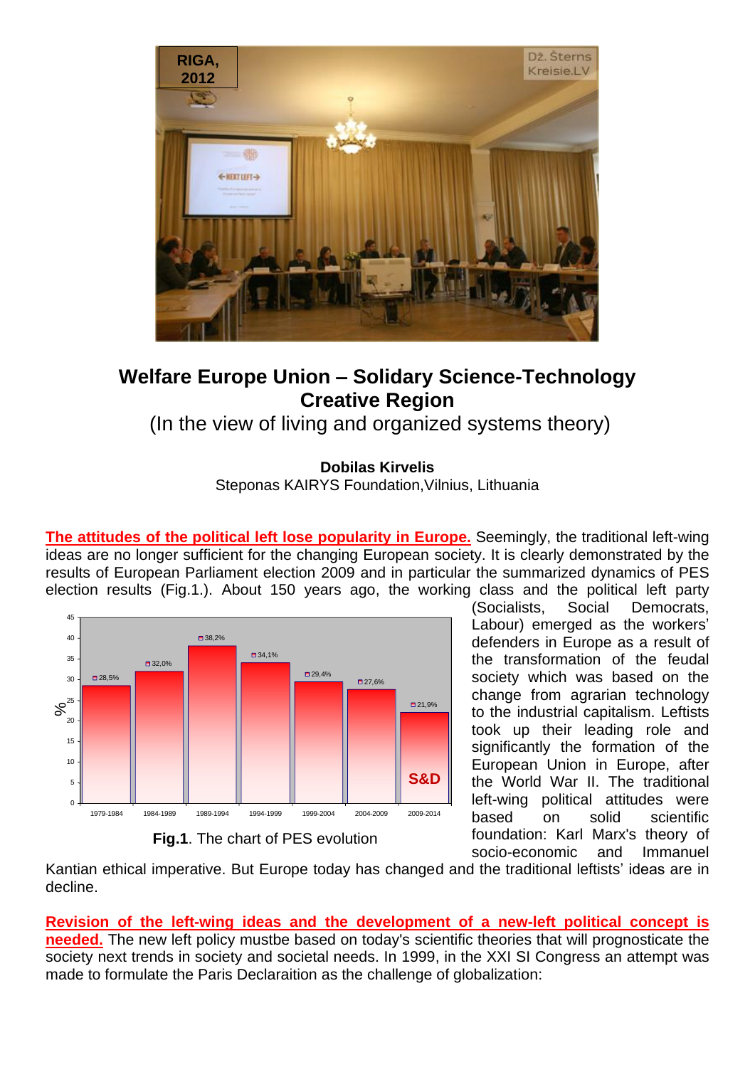# Welfare Europe Union – Solidary Science-Technology Creative Region

(In the view of living and organized systems theory)

**Dobilas Kirvelis**

Steponas KAIRYS Foundation,Vilnius, Lithuania

**The attitudes of the political left lose popularity in Europe.** Seemingly, the traditional left-wing ideas are no longer sufficient for the changing European society. It is clearly demonstrated by the results of European Parliament election 2009 and in particular the summarized dynamics of PES election results (Fig.1.). About 150 years ago, the working class and the political left party (Socialists, Social Democrats, Labour) emerged as the workers' defenders in Europe as a result of the transformation of the feudal society which was based on the change from agrarian technology to the industrial capitalism. Leftists took up their leading role and significantly the formation of the European Union in Europe, after the World War II. The traditional left-wing political attitudes were based on solid scientific foundation: Karl Marx's theory of socio-economic and Immanuel Kantian ethical imperative. But Europe today has changed and the traditional leftists' ideas are in decline.

**Fig.1**. The chart of PES evolution

**Revision of the left-wing ideas and the development of a new-left political concept is needed.** The new left policy mustbe based on today's scientific theories that will prognosticate the society next trends in society and societal needs. In 1999, in the XXI SI Congress an attempt was made to formulate the Paris Declaraition as the challenge of globalization: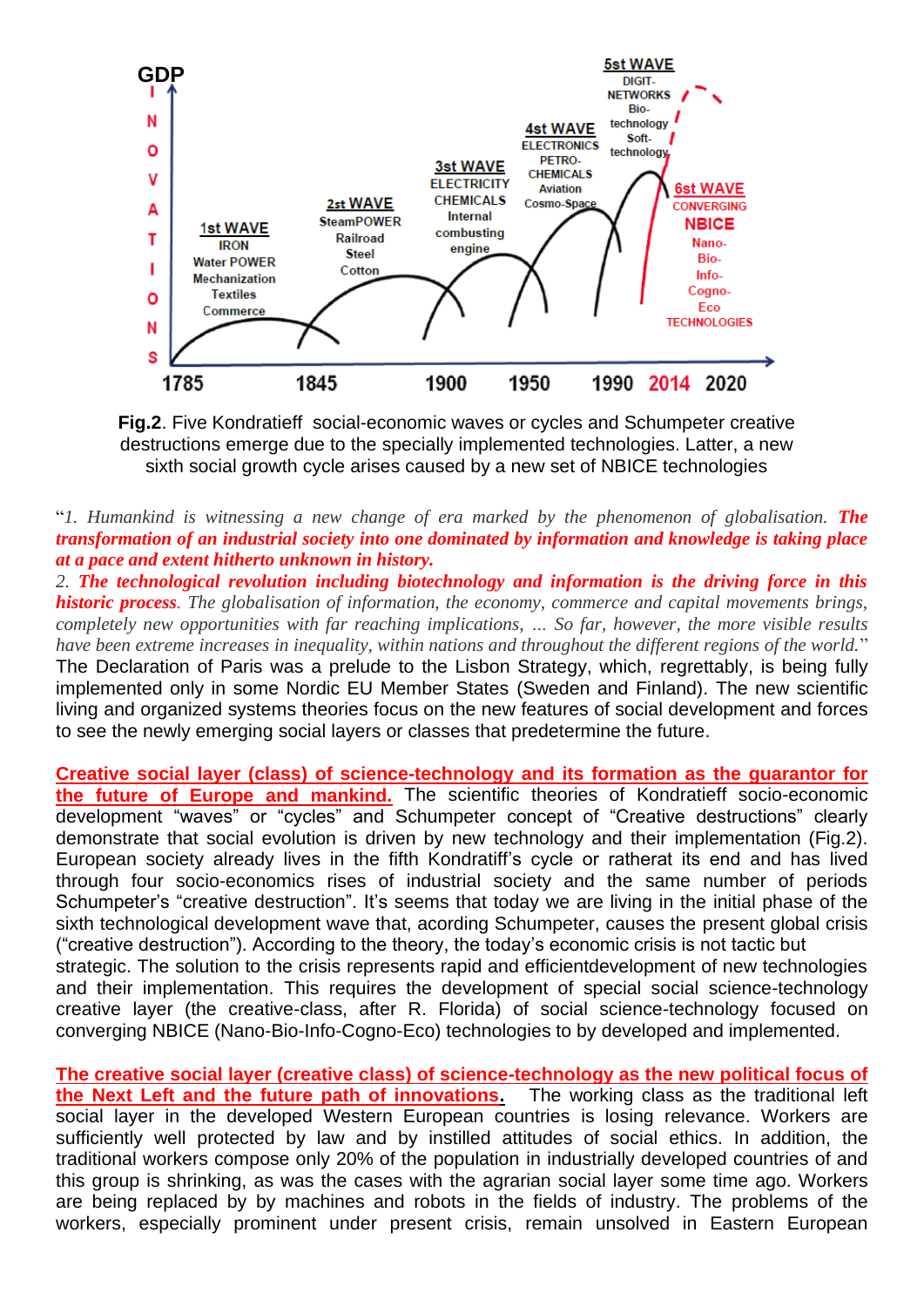**Fig.2**. Five Kondratieff social-economic waves or cycles and Schumpeter creative destructions emerge due to the specially implemented technologies. Latter, a new sixth social growth cycle arises caused by a new set of NBICE technologies

"*1. Humankind is witnessing a new change of era marked by the phenomenon of globalisation.* ***The transformation of an industrial society into one dominated by information and knowledge is taking place at a pace and extent hitherto unknown in history.***
*2.* ***The technological revolution including biotechnology and information is the driving force in this historic process****. The globalisation of information, the economy, commerce and capital movements brings, completely new opportunities with far reaching implications, ... So far, however, the more visible results have been extreme increases in inequality, within nations and throughout the different regions of the world.*"
The Declaration of Paris was a prelude to the Lisbon Strategy, which, regrettably, is being fully implemented only in some Nordic EU Member States (Sweden and Finland). The new scientific living and organized systems theories focus on the new features of social development and forces to see the newly emerging social layers or classes that predetermine the future.

**Creative social layer (class) of science-technology and its formation as the guarantor for the future of Europe and mankind.** The scientific theories of Kondratieff socio-economic development "waves" or "cycles" and Schumpeter concept of "Creative destructions" clearly demonstrate that social evolution is driven by new technology and their implementation (Fig.2). European society already lives in the fifth Kondratiff's cycle or ratherat its end and has lived through four socio-economics rises of industrial society and the same number of periods Schumpeter's "creative destruction". It's seems that today we are living in the initial phase of the sixth technological development wave that, acording Schumpeter, causes the present global crisis ("creative destruction"). According to the theory, the today's economic crisis is not tactic but strategic. The solution to the crisis represents rapid and efficientdevelopment of new technologies and their implementation. This requires the development of special social science-technology creative layer (the creative-class, after R. Florida) of social science-technology focused on converging NBICE (Nano-Bio-Info-Cogno-Eco) technologies to by developed and implemented.

**The creative social layer (creative class) of science-technology as the new political focus of the Next Left and the future path of innovations.** The working class as the traditional left social layer in the developed Western European countries is losing relevance. Workers are sufficiently well protected by law and by instilled attitudes of social ethics. In addition, the traditional workers compose only 20% of the population in industrially developed countries of and this group is shrinking, as was the cases with the agrarian social layer some time ago. Workers are being replaced by by machines and robots in the fields of industry. The problems of the workers, especially prominent under present crisis, remain unsolved in Eastern European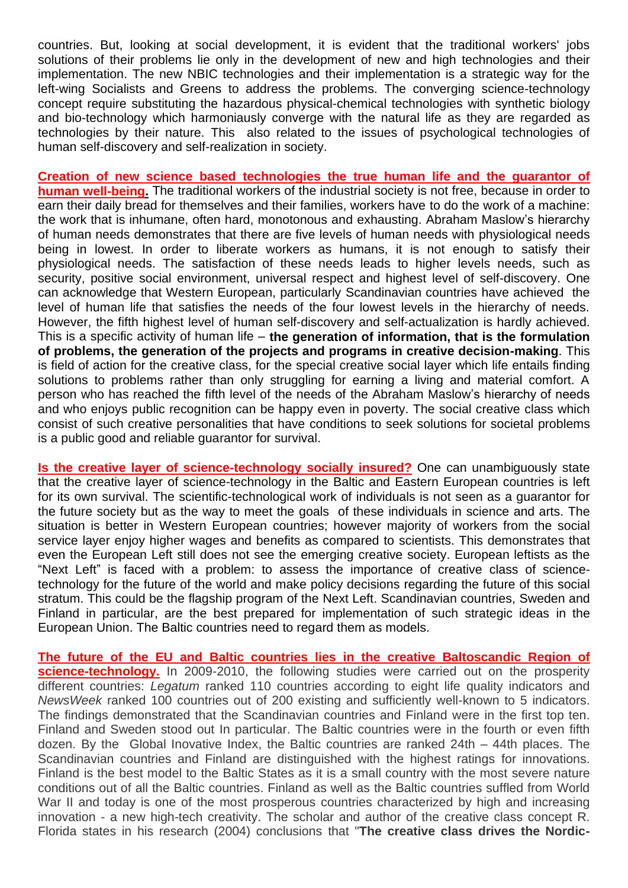countries. But, looking at social development, it is evident that the traditional workers' jobs solutions of their problems lie only in the development of new and high technologies and their implementation. The new NBIC technologies and their implementation is a strategic way for the left-wing Socialists and Greens to address the problems. The converging science-technology concept require substituting the hazardous physical-chemical technologies with synthetic biology and bio-technology which harmoniausly converge with the natural life as they are regarded as technologies by their nature. This also related to the issues of psychological technologies of human self-discovery and self-realization in society.

**Creation of new science based technologies the true human life and the guarantor of human well-being.** The traditional workers of the industrial society is not free, because in order to earn their daily bread for themselves and their families, workers have to do the work of a machine: the work that is inhumane, often hard, monotonous and exhausting. Abraham Maslow's hierarchy of human needs demonstrates that there are five levels of human needs with physiological needs being in lowest. In order to liberate workers as humans, it is not enough to satisfy their physiological needs. The satisfaction of these needs leads to higher levels needs, such as security, positive social environment, universal respect and highest level of self-discovery. One can acknowledge that Western European, particularly Scandinavian countries have achieved the level of human life that satisfies the needs of the four lowest levels in the hierarchy of needs. However, the fifth highest level of human self-discovery and self-actualization is hardly achieved. This is a specific activity of human life – **the generation of information, that is the formulation of problems, the generation of the projects and programs in creative decision-making**. This is field of action for the creative class, for the special creative social layer which life entails finding solutions to problems rather than only struggling for earning a living and material comfort. A person who has reached the fifth level of the needs of the Abraham Maslow's hierarchy of needs and who enjoys public recognition can be happy even in poverty. The social creative class which consist of such creative personalities that have conditions to seek solutions for societal problems is a public good and reliable guarantor for survival.

**Is the creative layer of science-technology socially insured?** One can unambiguously state that the creative layer of science-technology in the Baltic and Eastern European countries is left for its own survival. The scientific-technological work of individuals is not seen as a guarantor for the future society but as the way to meet the goals of these individuals in science and arts. The situation is better in Western European countries; however majority of workers from the social service layer enjoy higher wages and benefits as compared to scientists. This demonstrates that even the European Left still does not see the emerging creative society. European leftists as the "Next Left" is faced with a problem: to assess the importance of creative class of science-technology for the future of the world and make policy decisions regarding the future of this social stratum. This could be the flagship program of the Next Left. Scandinavian countries, Sweden and Finland in particular, are the best prepared for implementation of such strategic ideas in the European Union. The Baltic countries need to regard them as models.

**The future of the EU and Baltic countries lies in the creative Baltoscandic Region of science-technology.** In 2009-2010, the following studies were carried out on the prosperity different countries: *Legatum* ranked 110 countries according to eight life quality indicators and *NewsWeek* ranked 100 countries out of 200 existing and sufficiently well-known to 5 indicators. The findings demonstrated that the Scandinavian countries and Finland were in the first top ten. Finland and Sweden stood out In particular. The Baltic countries were in the fourth or even fifth dozen. By the Global Inovative Index, the Baltic countries are ranked 24th – 44th places. The Scandinavian countries and Finland are distinguished with the highest ratings for innovations. Finland is the best model to the Baltic States as it is a small country with the most severe nature conditions out of all the Baltic countries. Finland as well as the Baltic countries suffled from World War II and today is one of the most prosperous countries characterized by high and increasing innovation - a new high-tech creativity. The scholar and author of the creative class concept R. Florida states in his research (2004) conclusions that "**The creative class drives the Nordic-**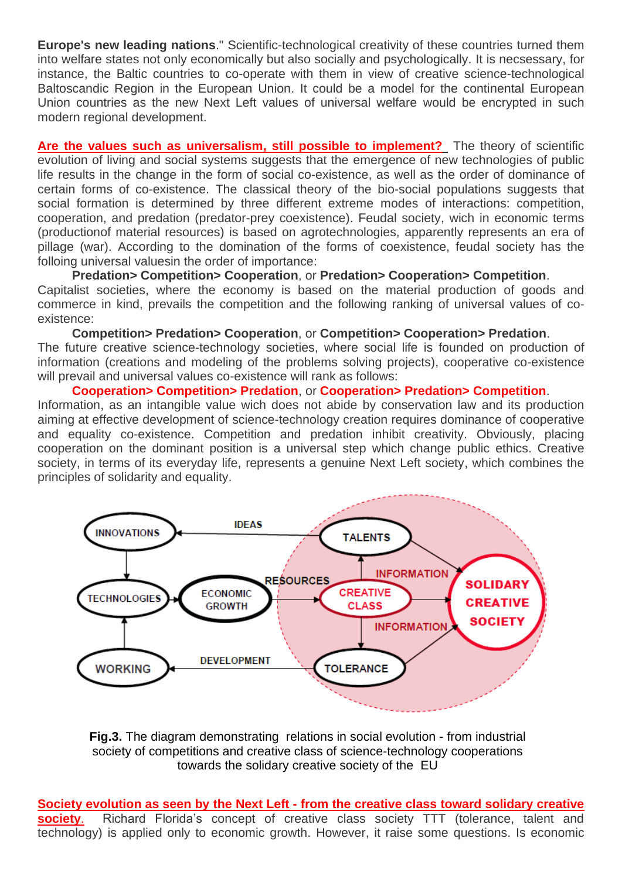**Europe's new leading nations**." Scientific-technological creativity of these countries turned them into welfare states not only economically but also socially and psychologically. It is necsessary, for instance, the Baltic countries to co-operate with them in view of creative science-technological Baltoscandic Region in the European Union. It could be a model for the continental European Union countries as the new Next Left values of universal welfare would be encrypted in such modern regional development.

**Are the values such as universalism, still possible to implement?** The theory of scientific evolution of living and social systems suggests that the emergence of new technologies of public life results in the change in the form of social co-existence, as well as the order of dominance of certain forms of co-existence. The classical theory of the bio-social populations suggests that social formation is determined by three different extreme modes of interactions: competition, cooperation, and predation (predator-prey coexistence). Feudal society, wich in economic terms (productionof material resources) is based on agrotechnologies, apparently represents an era of pillage (war). According to the domination of the forms of coexistence, feudal society has the folloing universal valuesin the order of importance:

**Predation> Competition> Cooperation**, or **Predation> Cooperation> Competition**.

Capitalist societies, where the economy is based on the material production of goods and commerce in kind, prevails the competition and the following ranking of universal values of co-existence:

**Competition> Predation> Cooperation**, or **Competition> Cooperation> Predation**.

The future creative science-technology societies, where social life is founded on production of information (creations and modeling of the problems solving projects), cooperative co-existence will prevail and universal values co-existence will rank as follows:

**Cooperation> Competition> Predation**, or **Cooperation> Predation> Competition**.

Information, as an intangible value wich does not abide by conservation law and its production aiming at effective development of science-technology creation requires dominance of cooperative and equality co-existence. Competition and predation inhibit creativity. Obviously, placing cooperation on the dominant position is a universal step which change public ethics. Creative society, in terms of its everyday life, represents a genuine Next Left society, which combines the principles of solidarity and equality.

**Fig.3.** The diagram demonstrating relations in social evolution - from industrial society of competitions and creative class of science-technology cooperations towards the solidary creative society of the EU

**Society evolution as seen by the Next Left - from the creative class toward solidary creative society.** Richard Florida's concept of creative class society TTT (tolerance, talent and technology) is applied only to economic growth. However, it raise some questions. Is economic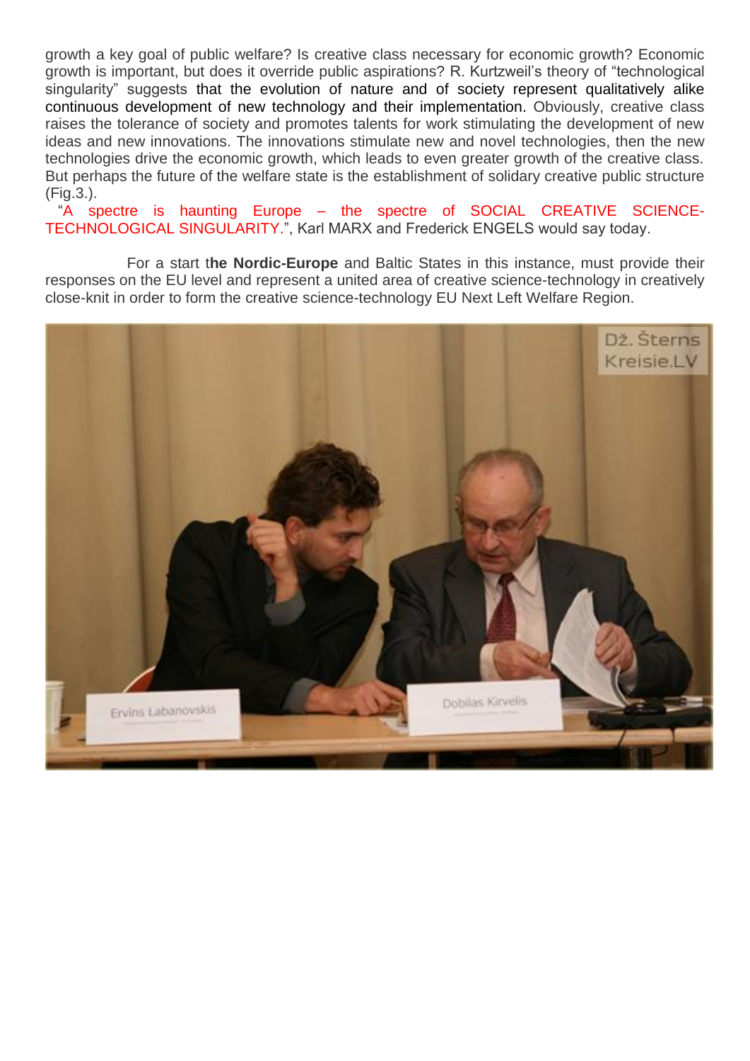growth a key goal of public welfare? Is creative class necessary for economic growth? Economic growth is important, but does it override public aspirations? R. Kurtzweil's theory of "technological singularity" suggests that the evolution of nature and of society represent qualitatively alike continuous development of new technology and their implementation. Obviously, creative class raises the tolerance of society and promotes talents for work stimulating the development of new ideas and new innovations. The innovations stimulate new and novel technologies, then the new technologies drive the economic growth, which leads to even greater growth of the creative class. But perhaps the future of the welfare state is the establishment of solidary creative public structure (Fig.3.).

"A spectre is haunting Europe – the spectre of SOCIAL CREATIVE SCIENCE-TECHNOLOGICAL SINGULARITY.", Karl MARX and Frederick ENGELS would say today.

For a start t**he Nordic-Europe** and Baltic States in this instance, must provide their responses on the EU level and represent a united area of creative science-technology in creatively close-knit in order to form the creative science-technology EU Next Left Welfare Region.